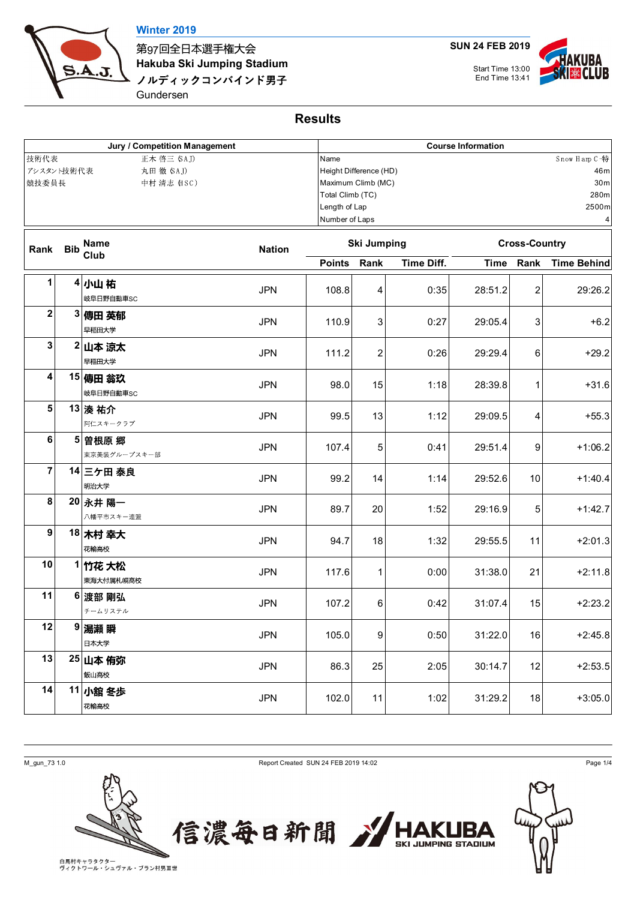Winter 2019

第97回全日本選手権大会

**Hakuba Ski Jumping Stadium**

ノルディックコンバインド男子

Gundersen

SUN 24 FEB 2019

Start Time 13:00
End Time 13:41

# Results

| Jury / Competition Management | |
|---|---|
| 技術代表 | 正木 啓三 (SAJ) |
| アシスタント技術代表 | 丸田 徹 (SAJ) |
| 競技委員長 | 中村 清志 (HSC) |

| Course Information | |
|---|---|
| Name | Snow Harp C-特 |
| Height Difference (HD) | 46m |
| Maximum Climb (MC) | 30m |
| Total Climb (TC) | 280m |
| Length of Lap | 2500m |
| Number of Laps | 4 |

| Rank | Bib | Name / Club | Nation | Ski Jumping | | | Cross-Country | | |
|---|---|---|---|---|---|---|---|---|---|
| | | | | Points | Rank | Time Diff. | Time | Rank | Time Behind |
| 1 | 4 | 小山 祐 / 岐阜日野自動車SC | JPN | 108.8 | 4 | 0:35 | 28:51.2 | 2 | 29:26.2 |
| 2 | 3 | 傳田 英郁 / 早稲田大学 | JPN | 110.9 | 3 | 0:27 | 29:05.4 | 3 | +6.2 |
| 3 | 2 | 山本 涼太 / 早稲田大学 | JPN | 111.2 | 2 | 0:26 | 29:29.4 | 6 | +29.2 |
| 4 | 15 | 傳田 翁玖 / 岐阜日野自動車SC | JPN | 98.0 | 15 | 1:18 | 28:39.8 | 1 | +31.6 |
| 5 | 13 | 湊 祐介 / 阿仁スキークラブ | JPN | 99.5 | 13 | 1:12 | 29:09.5 | 4 | +55.3 |
| 6 | 5 | 曽根原 郷 / 東京美装グループスキー部 | JPN | 107.4 | 5 | 0:41 | 29:51.4 | 9 | +1:06.2 |
| 7 | 14 | 三ケ田 泰良 / 明治大学 | JPN | 99.2 | 14 | 1:14 | 29:52.6 | 10 | +1:40.4 |
| 8 | 20 | 永井 陽一 / 八幡平市スキー連盟 | JPN | 89.7 | 20 | 1:52 | 29:16.9 | 5 | +1:42.7 |
| 9 | 18 | 木村 幸大 / 花輪高校 | JPN | 94.7 | 18 | 1:32 | 29:55.5 | 11 | +2:01.3 |
| 10 | 1 | 竹花 大松 / 東海大付属札幌高校 | JPN | 117.6 | 1 | 0:00 | 31:38.0 | 21 | +2:11.8 |
| 11 | 6 | 渡部 剛弘 / チームリステル | JPN | 107.2 | 6 | 0:42 | 31:07.4 | 15 | +2:23.2 |
| 12 | 9 | 湯瀬 瞬 / 日本大学 | JPN | 105.0 | 9 | 0:50 | 31:22.0 | 16 | +2:45.8 |
| 13 | 25 | 山本 侑弥 / 飯山高校 | JPN | 86.3 | 25 | 2:05 | 30:14.7 | 12 | +2:53.5 |
| 14 | 11 | 小舘 冬歩 / 花輪高校 | JPN | 102.0 | 11 | 1:02 | 31:29.2 | 18 | +3:05.0 |

M_gun_73 1.0

Report Created SUN 24 FEB 2019 14:02

白馬村キャラクター
ヴィクトワール・シュヴァル・ブラン村男III世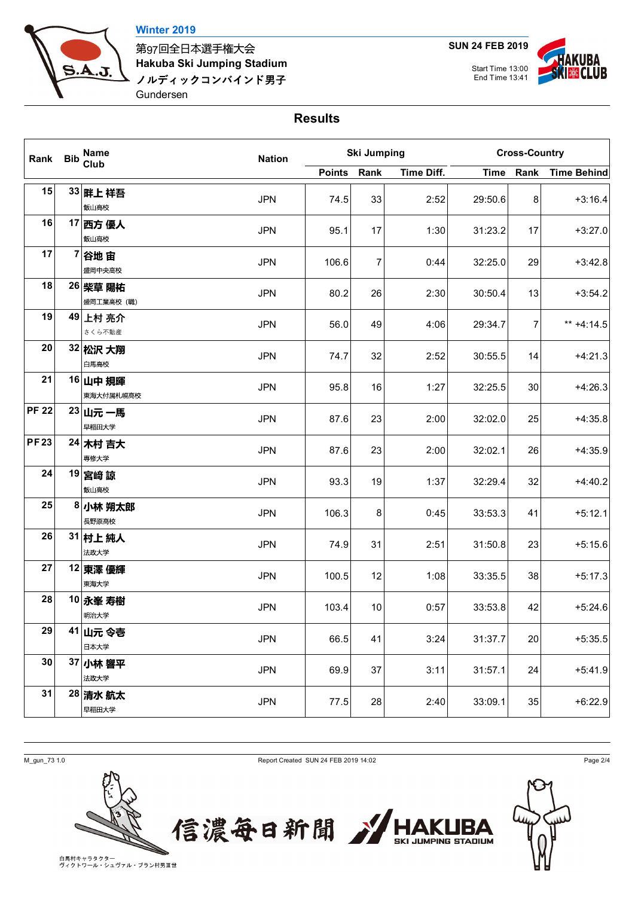Winter 2019

第97回全日本選手権大会

Hakuba Ski Jumping Stadium

ノルディックコンバインド男子

Gundersen

SUN 24 FEB 2019

Start Time 13:00
End Time 13:41

## Results

| Rank | Bib | Name / Club | Nation | Ski Jumping | | | Cross-Country | | |
|---|---|---|---|---|---|---|---|---|---|
| | | | | Points | Rank | Time Diff. | Time | Rank | Time Behind |
| 15 | 33 | 畔上 祥吾 飯山高校 | JPN | 74.5 | 33 | 2:52 | 29:50.6 | 8 | +3:16.4 |
| 16 | 17 | 西方 優人 飯山高校 | JPN | 95.1 | 17 | 1:30 | 31:23.2 | 17 | +3:27.0 |
| 17 | 7 | 谷地 宙 盛岡中央高校 | JPN | 106.6 | 7 | 0:44 | 32:25.0 | 29 | +3:42.8 |
| 18 | 26 | 柴草 陽祐 盛岡工業高校（職） | JPN | 80.2 | 26 | 2:30 | 30:50.4 | 13 | +3:54.2 |
| 19 | 49 | 上村 亮介 さくら不動産 | JPN | 56.0 | 49 | 4:06 | 29:34.7 | 7 | ** +4:14.5 |
| 20 | 32 | 松沢 大翔 白馬高校 | JPN | 74.7 | 32 | 2:52 | 30:55.5 | 14 | +4:21.3 |
| 21 | 16 | 山中 規暉 東海大付属札幌高校 | JPN | 95.8 | 16 | 1:27 | 32:25.5 | 30 | +4:26.3 |
| PF 22 | 23 | 山元 一馬 早稲田大学 | JPN | 87.6 | 23 | 2:00 | 32:02.0 | 25 | +4:35.8 |
| PF 23 | 24 | 木村 吉大 専修大学 | JPN | 87.6 | 23 | 2:00 | 32:02.1 | 26 | +4:35.9 |
| 24 | 19 | 宮崎 諒 飯山高校 | JPN | 93.3 | 19 | 1:37 | 32:29.4 | 32 | +4:40.2 |
| 25 | 8 | 小林 朔太郎 長野原高校 | JPN | 106.3 | 8 | 0:45 | 33:53.3 | 41 | +5:12.1 |
| 26 | 31 | 村上 純人 法政大学 | JPN | 74.9 | 31 | 2:51 | 31:50.8 | 23 | +5:15.6 |
| 27 | 12 | 東澤 優輝 東海大学 | JPN | 100.5 | 12 | 1:08 | 33:35.5 | 38 | +5:17.3 |
| 28 | 10 | 永峯 寿樹 明治大学 | JPN | 103.4 | 10 | 0:57 | 33:53.8 | 42 | +5:24.6 |
| 29 | 41 | 山元 令壱 日本大学 | JPN | 66.5 | 41 | 3:24 | 31:37.7 | 20 | +5:35.5 |
| 30 | 37 | 小林 響平 法政大学 | JPN | 69.9 | 37 | 3:11 | 31:57.1 | 24 | +5:41.9 |
| 31 | 28 | 清水 航太 早稲田大学 | JPN | 77.5 | 28 | 2:40 | 33:09.1 | 35 | +6:22.9 |

M_gun_73 1.0 Report Created SUN 24 FEB 2019 14:02

白馬村キャラクター
ヴィクトワール・シュヴァル・ブラン村男Ⅲ世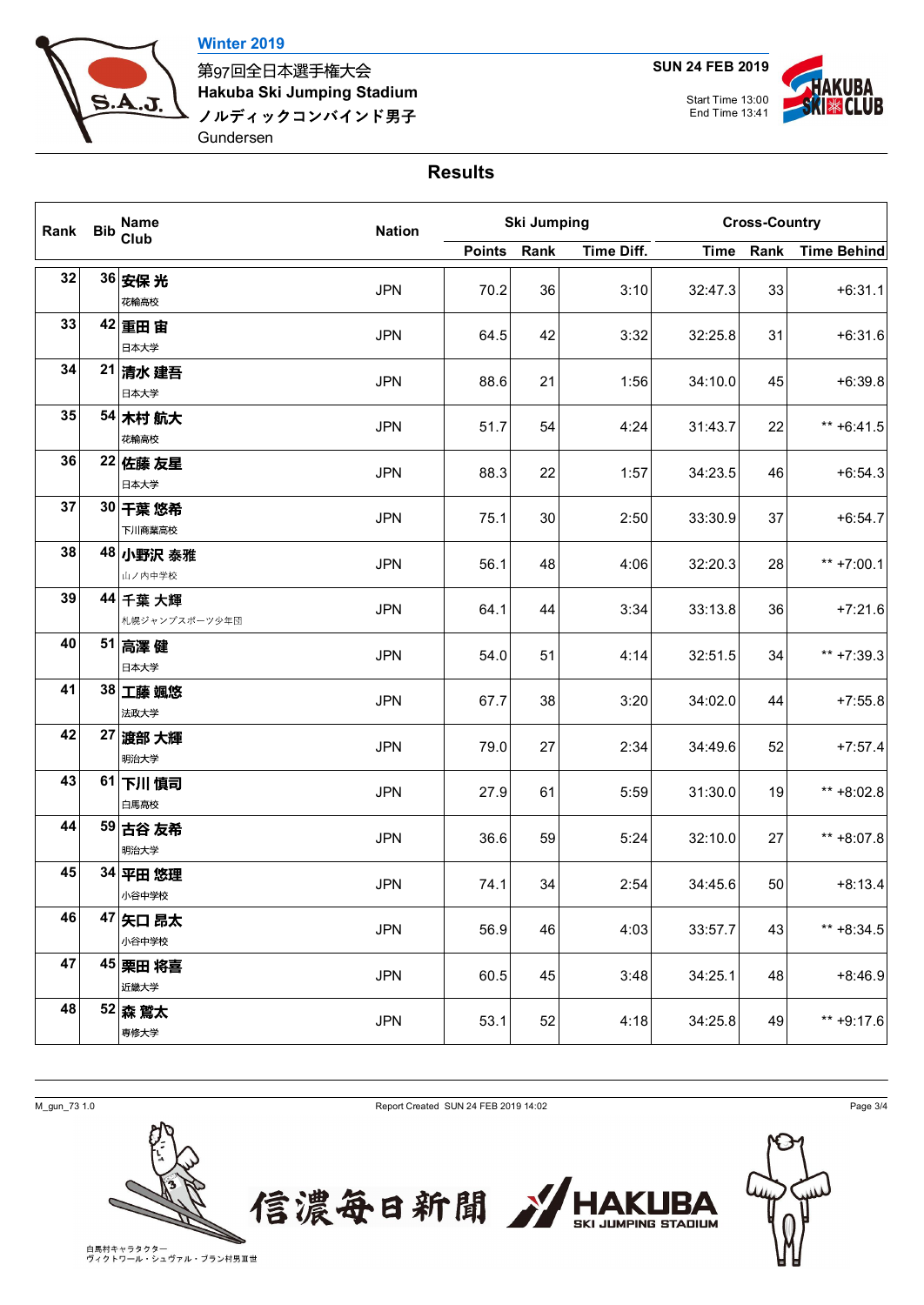Winter 2019

第97回全日本選手権大会
**Hakuba Ski Jumping Stadium**
ノルディックコンバインド男子
Gundersen

**SUN 24 FEB 2019**

Start Time 13:00
End Time 13:41

## Results

| Rank | Bib | Name / Club | Nation | Ski Jumping | | | Cross-Country | | |
|---|---|---|---|---|---|---|---|---|---|
| | | | | Points | Rank | Time Diff. | Time | Rank | Time Behind |
| 32 | 36 | 安保 光<br>花輪高校 | JPN | 70.2 | 36 | 3:10 | 32:47.3 | 33 | +6:31.1 |
| 33 | 42 | 重田 宙<br>日本大学 | JPN | 64.5 | 42 | 3:32 | 32:25.8 | 31 | +6:31.6 |
| 34 | 21 | 清水 建吾<br>日本大学 | JPN | 88.6 | 21 | 1:56 | 34:10.0 | 45 | +6:39.8 |
| 35 | 54 | 木村 航大<br>花輪高校 | JPN | 51.7 | 54 | 4:24 | 31:43.7 | 22 | ** +6:41.5 |
| 36 | 22 | 佐藤 友星<br>日本大学 | JPN | 88.3 | 22 | 1:57 | 34:23.5 | 46 | +6:54.3 |
| 37 | 30 | 千葉 悠希<br>下川商業高校 | JPN | 75.1 | 30 | 2:50 | 33:30.9 | 37 | +6:54.7 |
| 38 | 48 | 小野沢 泰雅<br>山ノ内中学校 | JPN | 56.1 | 48 | 4:06 | 32:20.3 | 28 | ** +7:00.1 |
| 39 | 44 | 千葉 大輝<br>札幌ジャンプスポーツ少年団 | JPN | 64.1 | 44 | 3:34 | 33:13.8 | 36 | +7:21.6 |
| 40 | 51 | 高澤 健<br>日本大学 | JPN | 54.0 | 51 | 4:14 | 32:51.5 | 34 | ** +7:39.3 |
| 41 | 38 | 工藤 颯悠<br>法政大学 | JPN | 67.7 | 38 | 3:20 | 34:02.0 | 44 | +7:55.8 |
| 42 | 27 | 渡部 大輝<br>明治大学 | JPN | 79.0 | 27 | 2:34 | 34:49.6 | 52 | +7:57.4 |
| 43 | 61 | 下川 慎司<br>白馬高校 | JPN | 27.9 | 61 | 5:59 | 31:30.0 | 19 | ** +8:02.8 |
| 44 | 59 | 古谷 友希<br>明治大学 | JPN | 36.6 | 59 | 5:24 | 32:10.0 | 27 | ** +8:07.8 |
| 45 | 34 | 平田 悠理<br>小谷中学校 | JPN | 74.1 | 34 | 2:54 | 34:45.6 | 50 | +8:13.4 |
| 46 | 47 | 矢口 昂太<br>小谷中学校 | JPN | 56.9 | 46 | 4:03 | 33:57.7 | 43 | ** +8:34.5 |
| 47 | 45 | 栗田 将喜<br>近畿大学 | JPN | 60.5 | 45 | 3:48 | 34:25.1 | 48 | +8:46.9 |
| 48 | 52 | 森 鷲太<br>専修大学 | JPN | 53.1 | 52 | 4:18 | 34:25.8 | 49 | ** +9:17.6 |

M_gun_73 1.0 Report Created SUN 24 FEB 2019 14:02

白馬村キャラクター
ヴィクトワール・シュヴァル・ブラン村男Ⅲ世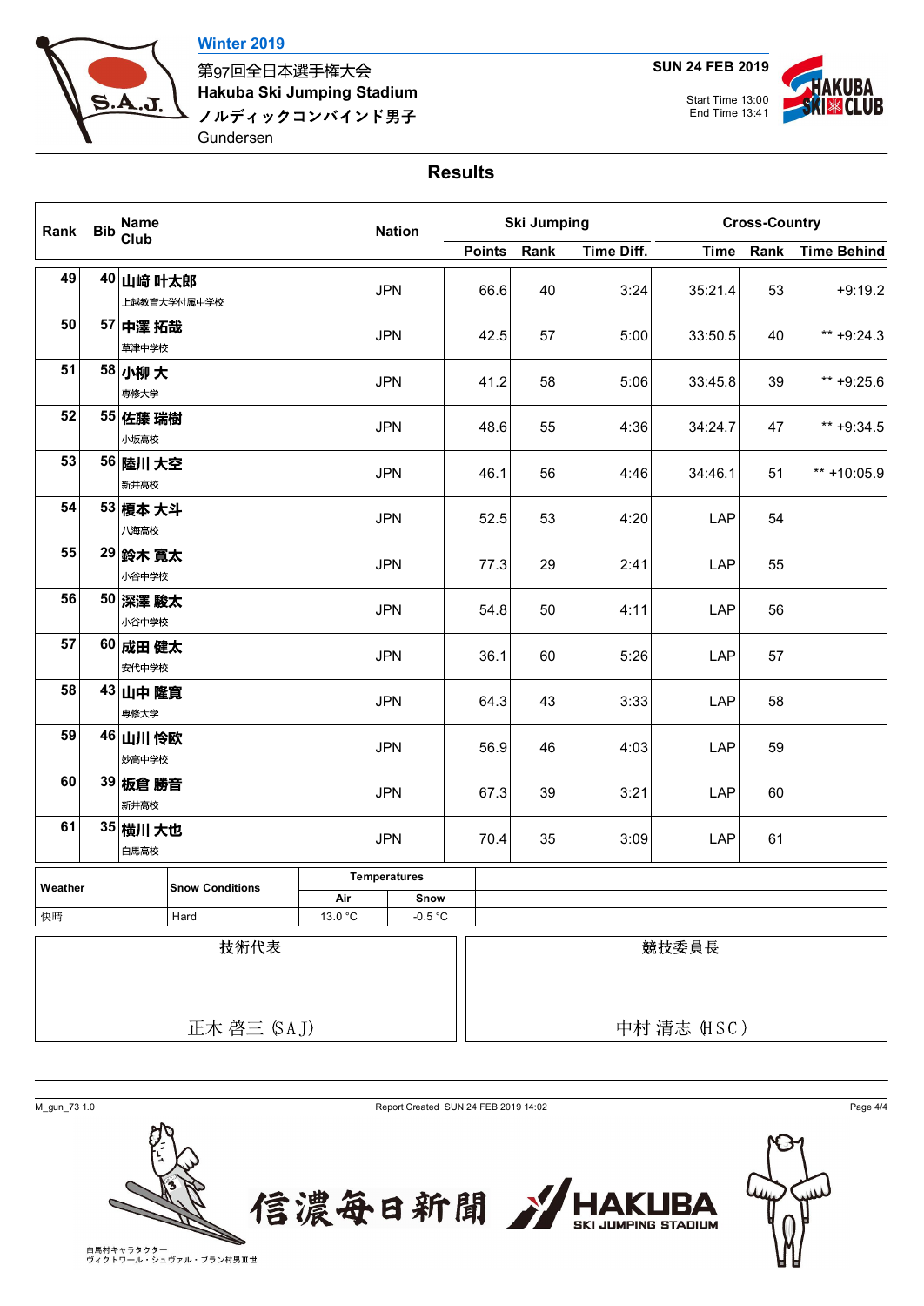Winter 2019

第97回全日本選手権大会

Hakuba Ski Jumping Stadium

ノルディックコンバインド男子

Gundersen

SUN 24 FEB 2019

Start Time 13:00
End Time 13:41

## Results

| Rank | Bib | Name / Club | Nation | Ski Jumping | | | Cross-Country | | |
|---|---|---|---|---|---|---|---|---|---|
| | | | | Points | Rank | Time Diff. | Time | Rank | Time Behind |
| 49 | 40 | 山﨑 叶太郎<br>上越教育大学付属中学校 | JPN | 66.6 | 40 | 3:24 | 35:21.4 | 53 | +9:19.2 |
| 50 | 57 | 中澤 拓哉<br>草津中学校 | JPN | 42.5 | 57 | 5:00 | 33:50.5 | 40 | ** +9:24.3 |
| 51 | 58 | 小柳 大<br>専修大学 | JPN | 41.2 | 58 | 5:06 | 33:45.8 | 39 | ** +9:25.6 |
| 52 | 55 | 佐藤 瑞樹<br>小坂高校 | JPN | 48.6 | 55 | 4:36 | 34:24.7 | 47 | ** +9:34.5 |
| 53 | 56 | 陸川 大空<br>新井高校 | JPN | 46.1 | 56 | 4:46 | 34:46.1 | 51 | ** +10:05.9 |
| 54 | 53 | 榎本 大斗<br>八海高校 | JPN | 52.5 | 53 | 4:20 | LAP | 54 | |
| 55 | 29 | 鈴木 寛太<br>小谷中学校 | JPN | 77.3 | 29 | 2:41 | LAP | 55 | |
| 56 | 50 | 深澤 駿太<br>小谷中学校 | JPN | 54.8 | 50 | 4:11 | LAP | 56 | |
| 57 | 60 | 成田 健太<br>安代中学校 | JPN | 36.1 | 60 | 5:26 | LAP | 57 | |
| 58 | 43 | 山中 隆寛<br>専修大学 | JPN | 64.3 | 43 | 3:33 | LAP | 58 | |
| 59 | 46 | 山川 怜欧<br>妙高中学校 | JPN | 56.9 | 46 | 4:03 | LAP | 59 | |
| 60 | 39 | 板倉 勝音<br>新井高校 | JPN | 67.3 | 39 | 3:21 | LAP | 60 | |
| 61 | 35 | 横川 大也<br>白馬高校 | JPN | 70.4 | 35 | 3:09 | LAP | 61 | |

| Weather | Snow Conditions | Temperatures | |
|---|---|---|---|
| | | Air | Snow |
| 快晴 | Hard | 13.0 °C | -0.5 °C |

| 技術代表 | 競技委員長 |
|---|---|
| 正木 啓三 (SAJ) | 中村 清志 (HSC) |

M_gun_73 1.0 Report Created SUN 24 FEB 2019 14:02

信濃毎日新聞 HAKUBA SKI JUMPING STADIUM

白馬村キャラクター
ヴィクトワール・シュヴァル・ブラン村男Ⅲ世